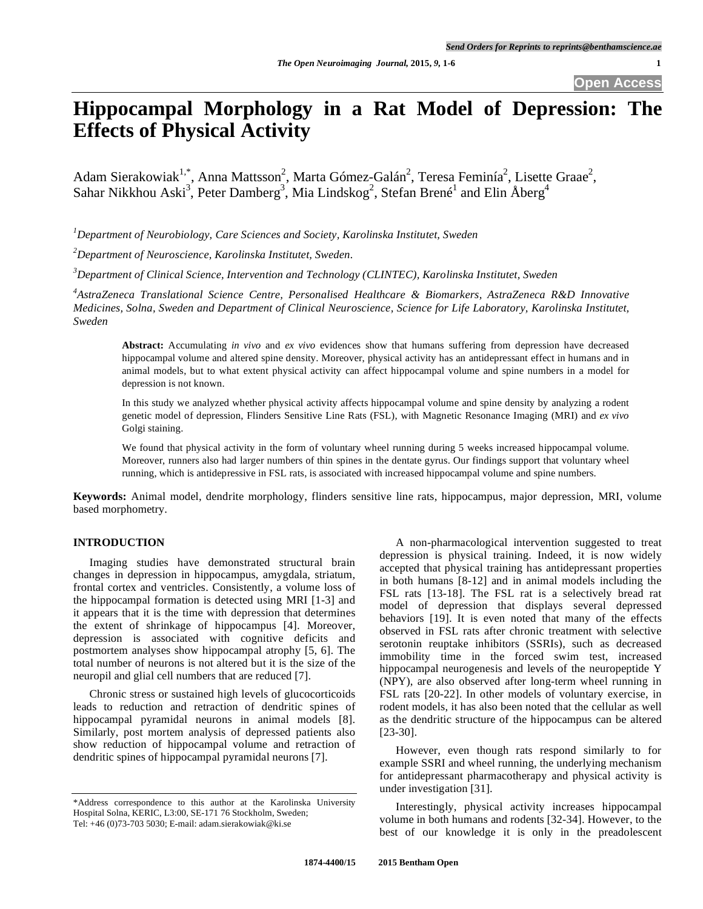# Hippocampal Morphology in a Rat Model of Depression: The Effects of Physical Activity

Adam Sierakowiak[1,*], Anna Mattsson[2], Marta Gómez-Galán[2], Teresa Feminía[2], Lisette Graae[2], Sahar Nikkhou Aski[3], Peter Damberg[3], Mia Lindskog[2], Stefan Brené[1] and Elin Åberg[4]

[1] *Department of Neurobiology, Care Sciences and Society, Karolinska Institutet, Sweden*

[2] *Department of Neuroscience, Karolinska Institutet, Sweden.*

[3] *Department of Clinical Science, Intervention and Technology (CLINTEC), Karolinska Institutet, Sweden*

[4] *AstraZeneca Translational Science Centre, Personalised Healthcare & Biomarkers, AstraZeneca R&D Innovative Medicines, Solna, Sweden and Department of Clinical Neuroscience, Science for Life Laboratory, Karolinska Institutet, Sweden*

**Abstract:** Accumulating *in vivo* and *ex vivo* evidences show that humans suffering from depression have decreased hippocampal volume and altered spine density. Moreover, physical activity has an antidepressant effect in humans and in animal models, but to what extent physical activity can affect hippocampal volume and spine numbers in a model for depression is not known.

In this study we analyzed whether physical activity affects hippocampal volume and spine density by analyzing a rodent genetic model of depression, Flinders Sensitive Line Rats (FSL), with Magnetic Resonance Imaging (MRI) and *ex vivo* Golgi staining.

We found that physical activity in the form of voluntary wheel running during 5 weeks increased hippocampal volume. Moreover, runners also had larger numbers of thin spines in the dentate gyrus. Our findings support that voluntary wheel running, which is antidepressive in FSL rats, is associated with increased hippocampal volume and spine numbers.

**Keywords:** Animal model, dendrite morphology, flinders sensitive line rats, hippocampus, major depression, MRI, volume based morphometry.

## INTRODUCTION

Imaging studies have demonstrated structural brain changes in depression in hippocampus, amygdala, striatum, frontal cortex and ventricles. Consistently, a volume loss of the hippocampal formation is detected using MRI [1-3] and it appears that it is the time with depression that determines the extent of shrinkage of hippocampus [4]. Moreover, depression is associated with cognitive deficits and postmortem analyses show hippocampal atrophy [5, 6]. The total number of neurons is not altered but it is the size of the neuropil and glial cell numbers that are reduced [7].

Chronic stress or sustained high levels of glucocorticoids leads to reduction and retraction of dendritic spines of hippocampal pyramidal neurons in animal models [8]. Similarly, post mortem analysis of depressed patients also show reduction of hippocampal volume and retraction of dendritic spines of hippocampal pyramidal neurons [7].

A non-pharmacological intervention suggested to treat depression is physical training. Indeed, it is now widely accepted that physical training has antidepressant properties in both humans [8-12] and in animal models including the FSL rats [13-18]. The FSL rat is a selectively bread rat model of depression that displays several depressed behaviors [19]. It is even noted that many of the effects observed in FSL rats after chronic treatment with selective serotonin reuptake inhibitors (SSRIs), such as decreased immobility time in the forced swim test, increased hippocampal neurogenesis and levels of the neuropeptide Y (NPY), are also observed after long-term wheel running in FSL rats [20-22]. In other models of voluntary exercise, in rodent models, it has also been noted that the cellular as well as the dendritic structure of the hippocampus can be altered [23-30].

However, even though rats respond similarly to for example SSRI and wheel running, the underlying mechanism for antidepressant pharmacotherapy and physical activity is under investigation [31].

Interestingly, physical activity increases hippocampal volume in both humans and rodents [32-34]. However, to the best of our knowledge it is only in the preadolescent

*Address correspondence to this author at the Karolinska University Hospital Solna, KERIC, L3:00, SE-171 76 Stockholm, Sweden; Tel: +46 (0)73-703 5030; E-mail: adam.sierakowiak@ki.se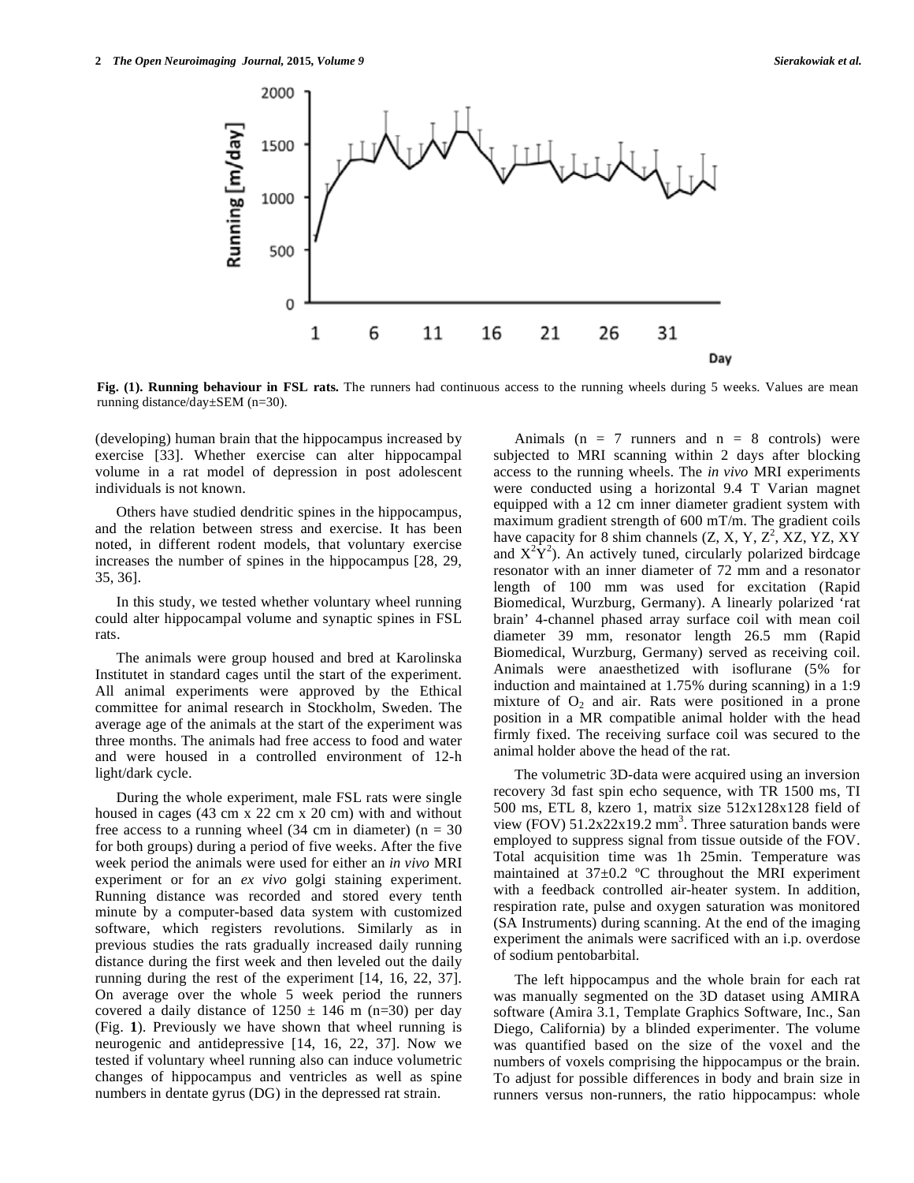**Fig. (1). Running behaviour in FSL rats.** The runners had continuous access to the running wheels during 5 weeks. Values are mean running distance/day±SEM (n=30).

(developing) human brain that the hippocampus increased by exercise [33]. Whether exercise can alter hippocampal volume in a rat model of depression in post adolescent individuals is not known.

Others have studied dendritic spines in the hippocampus, and the relation between stress and exercise. It has been noted, in different rodent models, that voluntary exercise increases the number of spines in the hippocampus [28, 29, 35, 36].

In this study, we tested whether voluntary wheel running could alter hippocampal volume and synaptic spines in FSL rats.

The animals were group housed and bred at Karolinska Institutet in standard cages until the start of the experiment. All animal experiments were approved by the Ethical committee for animal research in Stockholm, Sweden. The average age of the animals at the start of the experiment was three months. The animals had free access to food and water and were housed in a controlled environment of 12-h light/dark cycle.

During the whole experiment, male FSL rats were single housed in cages (43 cm x 22 cm x 20 cm) with and without free access to a running wheel (34 cm in diameter) (n = 30 for both groups) during a period of five weeks. After the five week period the animals were used for either an *in vivo* MRI experiment or for an *ex vivo* golgi staining experiment. Running distance was recorded and stored every tenth minute by a computer-based data system with customized software, which registers revolutions. Similarly as in previous studies the rats gradually increased daily running distance during the first week and then leveled out the daily running during the rest of the experiment [14, 16, 22, 37]. On average over the whole 5 week period the runners covered a daily distance of 1250 ± 146 m (n=30) per day (Fig. **1**). Previously we have shown that wheel running is neurogenic and antidepressive [14, 16, 22, 37]. Now we tested if voluntary wheel running also can induce volumetric changes of hippocampus and ventricles as well as spine numbers in dentate gyrus (DG) in the depressed rat strain.

Animals (n = 7 runners and n = 8 controls) were subjected to MRI scanning within 2 days after blocking access to the running wheels. The *in vivo* MRI experiments were conducted using a horizontal 9.4 T Varian magnet equipped with a 12 cm inner diameter gradient system with maximum gradient strength of 600 mT/m. The gradient coils have capacity for 8 shim channels (Z, X, Y, $Z^2$, XZ, YZ, XY and $X^2Y^2$). An actively tuned, circularly polarized birdcage resonator with an inner diameter of 72 mm and a resonator length of 100 mm was used for excitation (Rapid Biomedical, Wurzburg, Germany). A linearly polarized 'rat brain' 4-channel phased array surface coil with mean coil diameter 39 mm, resonator length 26.5 mm (Rapid Biomedical, Wurzburg, Germany) served as receiving coil. Animals were anaesthetized with isoflurane (5% for induction and maintained at 1.75% during scanning) in a 1:9 mixture of $O_2$ and air. Rats were positioned in a prone position in a MR compatible animal holder with the head firmly fixed. The receiving surface coil was secured to the animal holder above the head of the rat.

The volumetric 3D-data were acquired using an inversion recovery 3d fast spin echo sequence, with TR 1500 ms, TI 500 ms, ETL 8, kzero 1, matrix size 512x128x128 field of view (FOV) 51.2x22x19.2 mm$^3$. Three saturation bands were employed to suppress signal from tissue outside of the FOV. Total acquisition time was 1h 25min. Temperature was maintained at 37±0.2 ºC throughout the MRI experiment with a feedback controlled air-heater system. In addition, respiration rate, pulse and oxygen saturation was monitored (SA Instruments) during scanning. At the end of the imaging experiment the animals were sacrificed with an i.p. overdose of sodium pentobarbital.

The left hippocampus and the whole brain for each rat was manually segmented on the 3D dataset using AMIRA software (Amira 3.1, Template Graphics Software, Inc., San Diego, California) by a blinded experimenter. The volume was quantified based on the size of the voxel and the numbers of voxels comprising the hippocampus or the brain. To adjust for possible differences in body and brain size in runners versus non-runners, the ratio hippocampus: whole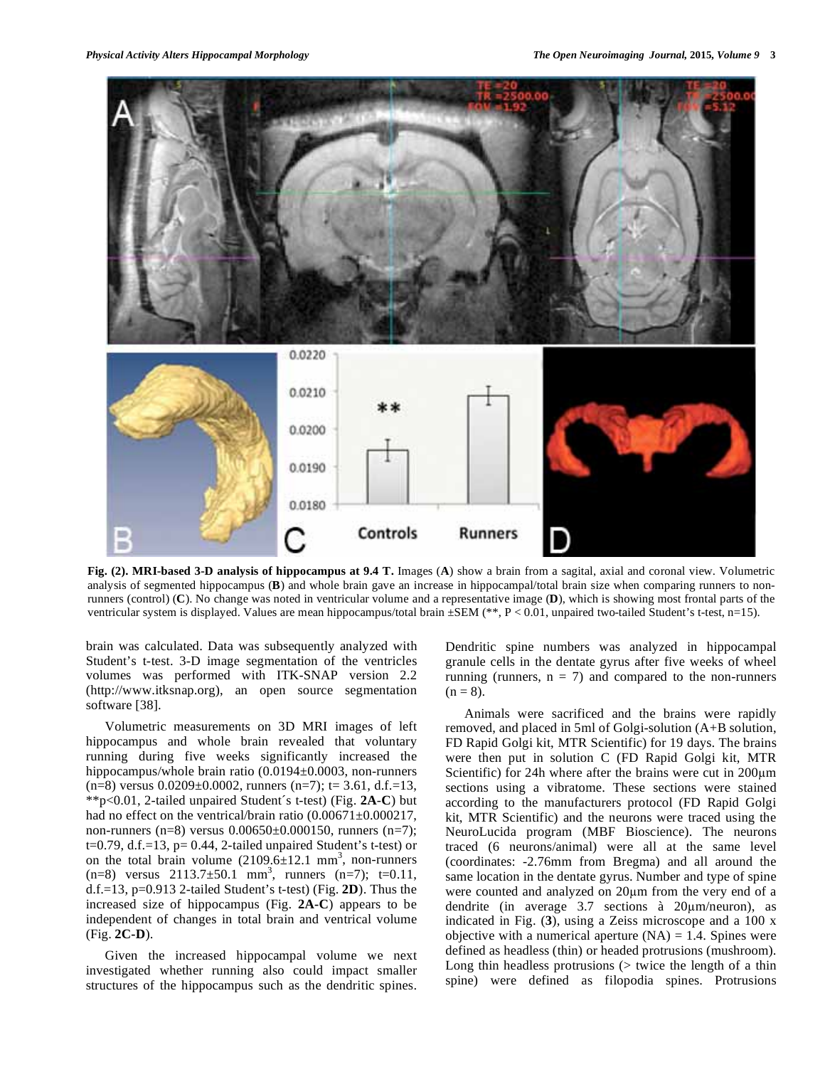**Fig. (2). MRI-based 3-D analysis of hippocampus at 9.4 T.** Images (**A**) show a brain from a sagital, axial and coronal view. Volumetric analysis of segmented hippocampus (**B**) and whole brain gave an increase in hippocampal/total brain size when comparing runners to non-runners (control) (**C**). No change was noted in ventricular volume and a representative image (**D**), which is showing most frontal parts of the ventricular system is displayed. Values are mean hippocampus/total brain ±SEM (**, P < 0.01, unpaired two-tailed Student's t-test, n=15).

brain was calculated. Data was subsequently analyzed with Student's t-test. 3-D image segmentation of the ventricles volumes was performed with ITK-SNAP version 2.2 (http://www.itksnap.org), an open source segmentation software [38].

Volumetric measurements on 3D MRI images of left hippocampus and whole brain revealed that voluntary running during five weeks significantly increased the hippocampus/whole brain ratio (0.0194±0.0003, non-runners (n=8) versus 0.0209±0.0002, runners (n=7); t= 3.61, d.f.=13, **p<0.01, 2-tailed unpaired Student´s t-test) (Fig. **2A-C**) but had no effect on the ventrical/brain ratio (0.00671±0.000217, non-runners (n=8) versus 0.00650±0.000150, runners (n=7); t=0.79, d.f.=13, p= 0.44, 2-tailed unpaired Student's t-test) or on the total brain volume (2109.6±12.1 $mm^3$, non-runners (n=8) versus 2113.7±50.1 $mm^3$, runners (n=7); t=0.11, d.f.=13, p=0.913 2-tailed Student's t-test) (Fig. **2D**). Thus the increased size of hippocampus (Fig. **2A-C**) appears to be independent of changes in total brain and ventrical volume (Fig. **2C-D**).

Given the increased hippocampal volume we next investigated whether running also could impact smaller structures of the hippocampus such as the dendritic spines. Dendritic spine numbers was analyzed in hippocampal granule cells in the dentate gyrus after five weeks of wheel running (runners, n = 7) and compared to the non-runners (n = 8).

Animals were sacrificed and the brains were rapidly removed, and placed in 5ml of Golgi-solution (A+B solution, FD Rapid Golgi kit, MTR Scientific) for 19 days. The brains were then put in solution C (FD Rapid Golgi kit, MTR Scientific) for 24h where after the brains were cut in 200μm sections using a vibratome. These sections were stained according to the manufacturers protocol (FD Rapid Golgi kit, MTR Scientific) and the neurons were traced using the NeuroLucida program (MBF Bioscience). The neurons traced (6 neurons/animal) were all at the same level (coordinates: -2.76mm from Bregma) and all around the same location in the dentate gyrus. Number and type of spine were counted and analyzed on 20μm from the very end of a dendrite (in average 3.7 sections à 20μm/neuron), as indicated in Fig. (**3**), using a Zeiss microscope and a 100 x objective with a numerical aperture (NA) = 1.4. Spines were defined as headless (thin) or headed protrusions (mushroom). Long thin headless protrusions (> twice the length of a thin spine) were defined as filopodia spines. Protrusions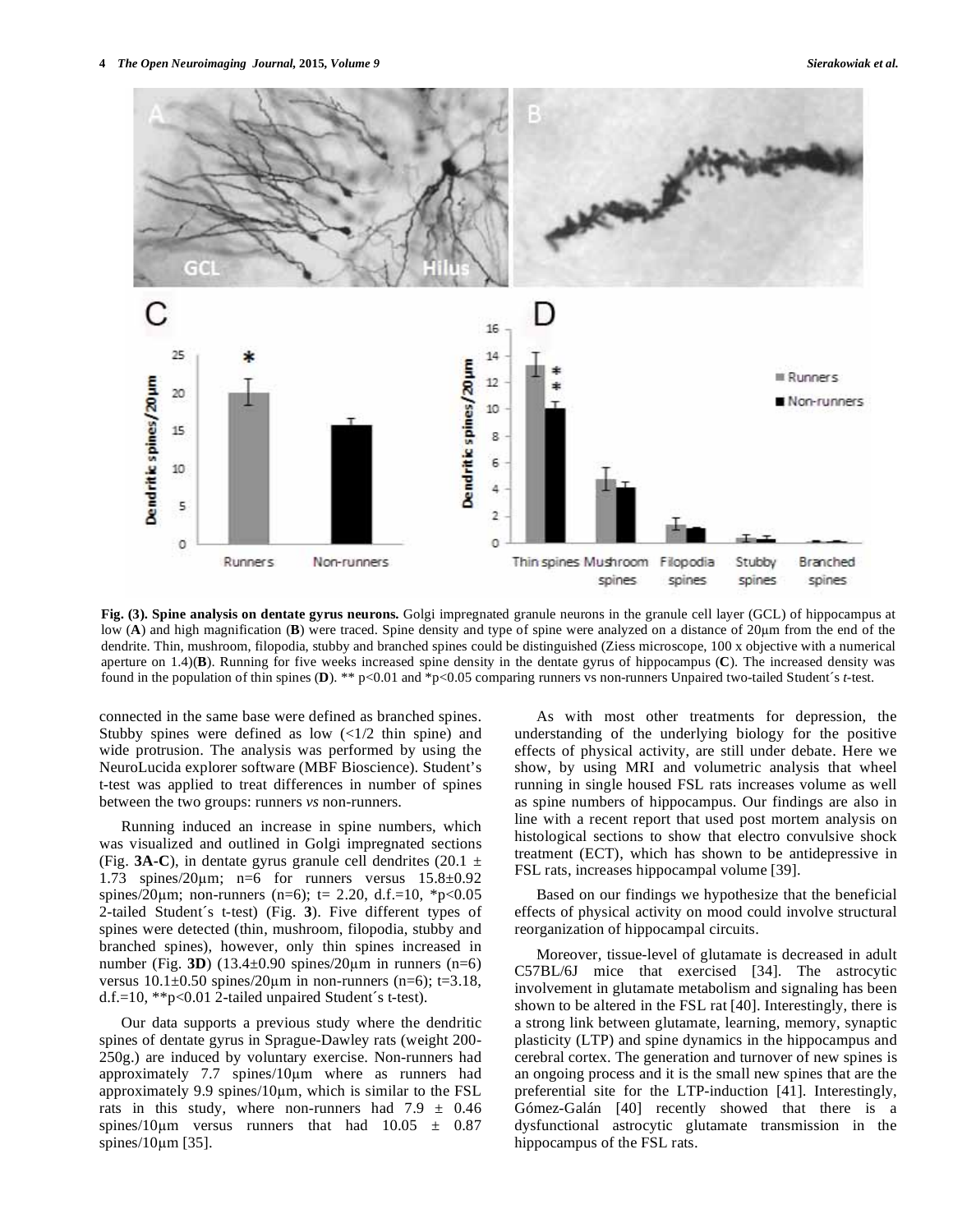**Fig. (3). Spine analysis on dentate gyrus neurons.** Golgi impregnated granule neurons in the granule cell layer (GCL) of hippocampus at low (**A**) and high magnification (**B**) were traced. Spine density and type of spine were analyzed on a distance of 20μm from the end of the dendrite. Thin, mushroom, filopodia, stubby and branched spines could be distinguished (Ziess microscope, 100 x objective with a numerical aperture on 1.4)(**B**). Running for five weeks increased spine density in the dentate gyrus of hippocampus (**C**). The increased density was found in the population of thin spines (**D**). ** p<0.01 and *p<0.05 comparing runners vs non-runners Unpaired two-tailed Student´s *t*-test.

connected in the same base were defined as branched spines. Stubby spines were defined as low (<1/2 thin spine) and wide protrusion. The analysis was performed by using the NeuroLucida explorer software (MBF Bioscience). Student's t-test was applied to treat differences in number of spines between the two groups: runners *vs* non-runners.

Running induced an increase in spine numbers, which was visualized and outlined in Golgi impregnated sections (Fig. **3A-C**), in dentate gyrus granule cell dendrites (20.1 ± 1.73 spines/20μm; n=6 for runners versus 15.8±0.92 spines/20μm; non-runners (n=6); t= 2.20, d.f.=10, *p<0.05 2-tailed Student´s t-test) (Fig. **3**). Five different types of spines were detected (thin, mushroom, filopodia, stubby and branched spines), however, only thin spines increased in number (Fig. **3D**) (13.4±0.90 spines/20μm in runners (n=6) versus 10.1±0.50 spines/20μm in non-runners (n=6); t=3.18, d.f.=10, **p<0.01 2-tailed unpaired Student´s t-test).

Our data supports a previous study where the dendritic spines of dentate gyrus in Sprague-Dawley rats (weight 200-250g.) are induced by voluntary exercise. Non-runners had approximately 7.7 spines/10μm where as runners had approximately 9.9 spines/10μm, which is similar to the FSL rats in this study, where non-runners had 7.9 ± 0.46 spines/10μm versus runners that had 10.05 ± 0.87 spines/10μm [35].

As with most other treatments for depression, the understanding of the underlying biology for the positive effects of physical activity, are still under debate. Here we show, by using MRI and volumetric analysis that wheel running in single housed FSL rats increases volume as well as spine numbers of hippocampus. Our findings are also in line with a recent report that used post mortem analysis on histological sections to show that electro convulsive shock treatment (ECT), which has shown to be antidepressive in FSL rats, increases hippocampal volume [39].

Based on our findings we hypothesize that the beneficial effects of physical activity on mood could involve structural reorganization of hippocampal circuits.

Moreover, tissue-level of glutamate is decreased in adult C57BL/6J mice that exercised [34]. The astrocytic involvement in glutamate metabolism and signaling has been shown to be altered in the FSL rat [40]. Interestingly, there is a strong link between glutamate, learning, memory, synaptic plasticity (LTP) and spine dynamics in the hippocampus and cerebral cortex. The generation and turnover of new spines is an ongoing process and it is the small new spines that are the preferential site for the LTP-induction [41]. Interestingly, Gómez-Galán [40] recently showed that there is a dysfunctional astrocytic glutamate transmission in the hippocampus of the FSL rats.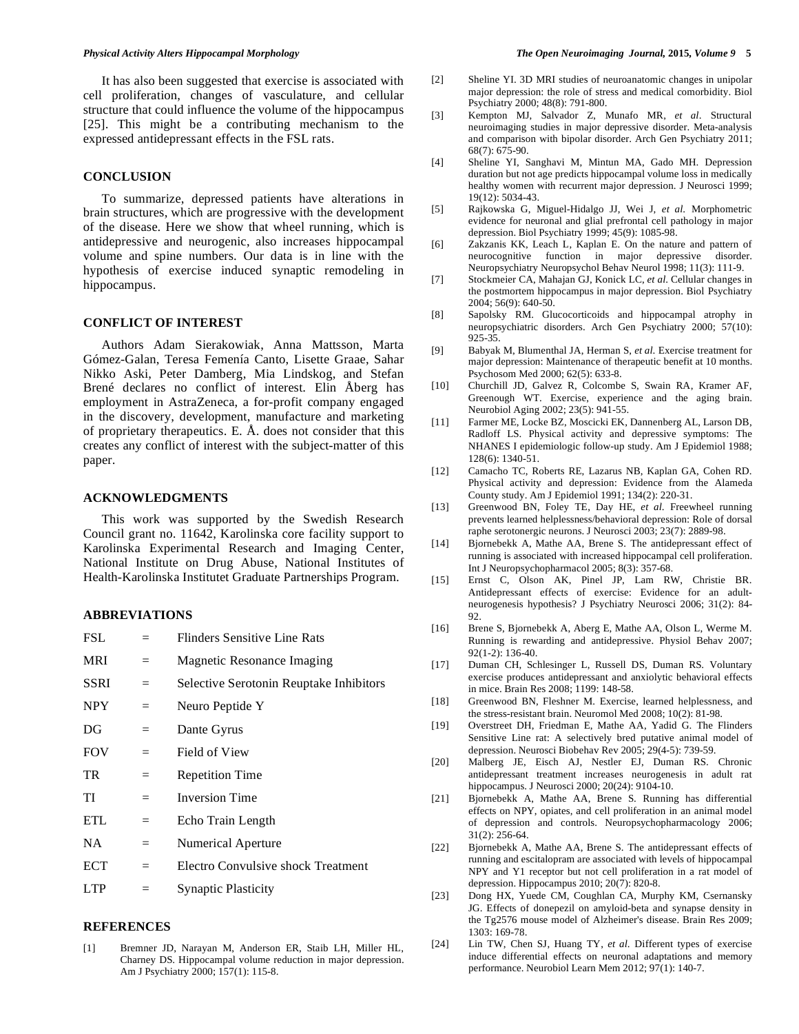It has also been suggested that exercise is associated with cell proliferation, changes of vasculature, and cellular structure that could influence the volume of the hippocampus [25]. This might be a contributing mechanism to the expressed antidepressant effects in the FSL rats.

## CONCLUSION

To summarize, depressed patients have alterations in brain structures, which are progressive with the development of the disease. Here we show that wheel running, which is antidepressive and neurogenic, also increases hippocampal volume and spine numbers. Our data is in line with the hypothesis of exercise induced synaptic remodeling in hippocampus.

## CONFLICT OF INTEREST

Authors Adam Sierakowiak, Anna Mattsson, Marta Gómez-Galan, Teresa Femenía Canto, Lisette Graae, Sahar Nikko Aski, Peter Damberg, Mia Lindskog, and Stefan Brené declares no conflict of interest. Elin Åberg has employment in AstraZeneca, a for-profit company engaged in the discovery, development, manufacture and marketing of proprietary therapeutics. E. Å. does not consider that this creates any conflict of interest with the subject-matter of this paper.

## ACKNOWLEDGMENTS

This work was supported by the Swedish Research Council grant no. 11642, Karolinska core facility support to Karolinska Experimental Research and Imaging Center, National Institute on Drug Abuse, National Institutes of Health-Karolinska Institutet Graduate Partnerships Program.

## ABBREVIATIONS

| | | |
|---|---|---|
| FSL | = | Flinders Sensitive Line Rats |
| MRI | = | Magnetic Resonance Imaging |
| SSRI | = | Selective Serotonin Reuptake Inhibitors |
| NPY | = | Neuro Peptide Y |
| DG | = | Dante Gyrus |
| FOV | = | Field of View |
| TR | = | Repetition Time |
| TI | = | Inversion Time |
| ETL | = | Echo Train Length |
| NA | = | Numerical Aperture |
| ECT | = | Electro Convulsive shock Treatment |
| LTP | = | Synaptic Plasticity |

## REFERENCES

[1] Bremner JD, Narayan M, Anderson ER, Staib LH, Miller HL, Charney DS. Hippocampal volume reduction in major depression. Am J Psychiatry 2000; 157(1): 115-8.

[2] Sheline YI. 3D MRI studies of neuroanatomic changes in unipolar major depression: the role of stress and medical comorbidity. Biol Psychiatry 2000; 48(8): 791-800.

[3] Kempton MJ, Salvador Z, Munafo MR, *et al*. Structural neuroimaging studies in major depressive disorder. Meta-analysis and comparison with bipolar disorder. Arch Gen Psychiatry 2011; 68(7): 675-90.

[4] Sheline YI, Sanghavi M, Mintun MA, Gado MH. Depression duration but not age predicts hippocampal volume loss in medically healthy women with recurrent major depression. J Neurosci 1999; 19(12): 5034-43.

[5] Rajkowska G, Miguel-Hidalgo JJ, Wei J, *et al.* Morphometric evidence for neuronal and glial prefrontal cell pathology in major depression. Biol Psychiatry 1999; 45(9): 1085-98.

[6] Zakzanis KK, Leach L, Kaplan E. On the nature and pattern of neurocognitive function in major depressive disorder. Neuropsychiatry Neuropsychol Behav Neurol 1998; 11(3): 111-9.

[7] Stockmeier CA, Mahajan GJ, Konick LC, *et al.* Cellular changes in the postmortem hippocampus in major depression. Biol Psychiatry 2004; 56(9): 640-50.

[8] Sapolsky RM. Glucocorticoids and hippocampal atrophy in neuropsychiatric disorders. Arch Gen Psychiatry 2000; 57(10): 925-35.

[9] Babyak M, Blumenthal JA, Herman S, *et al.* Exercise treatment for major depression: Maintenance of therapeutic benefit at 10 months. Psychosom Med 2000; 62(5): 633-8.

[10] Churchill JD, Galvez R, Colcombe S, Swain RA, Kramer AF, Greenough WT. Exercise, experience and the aging brain. Neurobiol Aging 2002; 23(5): 941-55.

[11] Farmer ME, Locke BZ, Moscicki EK, Dannenberg AL, Larson DB, Radloff LS. Physical activity and depressive symptoms: The NHANES I epidemiologic follow-up study. Am J Epidemiol 1988; 128(6): 1340-51.

[12] Camacho TC, Roberts RE, Lazarus NB, Kaplan GA, Cohen RD. Physical activity and depression: Evidence from the Alameda County study. Am J Epidemiol 1991; 134(2): 220-31.

[13] Greenwood BN, Foley TE, Day HE, *et al.* Freewheel running prevents learned helplessness/behavioral depression: Role of dorsal raphe serotonergic neurons. J Neurosci 2003; 23(7): 2889-98.

[14] Bjornebekk A, Mathe AA, Brene S. The antidepressant effect of running is associated with increased hippocampal cell proliferation. Int J Neuropsychopharmacol 2005; 8(3): 357-68.

[15] Ernst C, Olson AK, Pinel JP, Lam RW, Christie BR. Antidepressant effects of exercise: Evidence for an adult-neurogenesis hypothesis? J Psychiatry Neurosci 2006; 31(2): 84-92.

[16] Brene S, Bjornebekk A, Aberg E, Mathe AA, Olson L, Werme M. Running is rewarding and antidepressive. Physiol Behav 2007; 92(1-2): 136-40.

[17] Duman CH, Schlesinger L, Russell DS, Duman RS. Voluntary exercise produces antidepressant and anxiolytic behavioral effects in mice. Brain Res 2008; 1199: 148-58.

[18] Greenwood BN, Fleshner M. Exercise, learned helplessness, and the stress-resistant brain. Neuromol Med 2008; 10(2): 81-98.

[19] Overstreet DH, Friedman E, Mathe AA, Yadid G. The Flinders Sensitive Line rat: A selectively bred putative animal model of depression. Neurosci Biobehav Rev 2005; 29(4-5): 739-59.

[20] Malberg JE, Eisch AJ, Nestler EJ, Duman RS. Chronic antidepressant treatment increases neurogenesis in adult rat hippocampus. J Neurosci 2000; 20(24): 9104-10.

[21] Bjornebekk A, Mathe AA, Brene S. Running has differential effects on NPY, opiates, and cell proliferation in an animal model of depression and controls. Neuropsychopharmacology 2006; 31(2): 256-64.

[22] Bjornebekk A, Mathe AA, Brene S. The antidepressant effects of running and escitalopram are associated with levels of hippocampal NPY and Y1 receptor but not cell proliferation in a rat model of depression. Hippocampus 2010; 20(7): 820-8.

[23] Dong HX, Yuede CM, Coughlan CA, Murphy KM, Csernansky JG. Effects of donepezil on amyloid-beta and synapse density in the Tg2576 mouse model of Alzheimer's disease. Brain Res 2009; 1303: 169-78.

[24] Lin TW, Chen SJ, Huang TY, *et al.* Different types of exercise induce differential effects on neuronal adaptations and memory performance. Neurobiol Learn Mem 2012; 97(1): 140-7.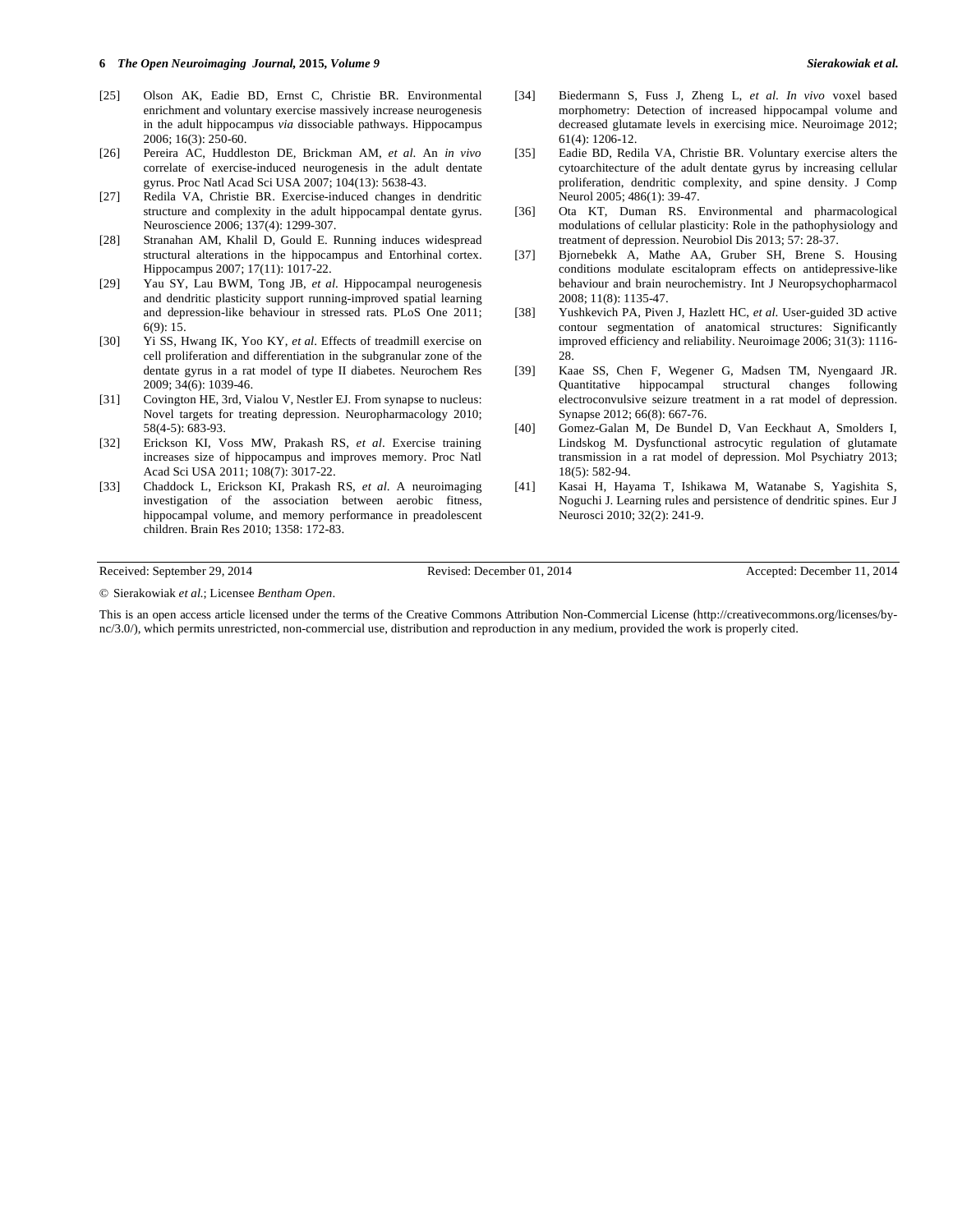[25] Olson AK, Eadie BD, Ernst C, Christie BR. Environmental enrichment and voluntary exercise massively increase neurogenesis in the adult hippocampus *via* dissociable pathways. Hippocampus 2006; 16(3): 250-60.

[26] Pereira AC, Huddleston DE, Brickman AM, *et al*. An *in vivo* correlate of exercise-induced neurogenesis in the adult dentate gyrus. Proc Natl Acad Sci USA 2007; 104(13): 5638-43.

[27] Redila VA, Christie BR. Exercise-induced changes in dendritic structure and complexity in the adult hippocampal dentate gyrus. Neuroscience 2006; 137(4): 1299-307.

[28] Stranahan AM, Khalil D, Gould E. Running induces widespread structural alterations in the hippocampus and Entorhinal cortex. Hippocampus 2007; 17(11): 1017-22.

[29] Yau SY, Lau BWM, Tong JB, *et al.* Hippocampal neurogenesis and dendritic plasticity support running-improved spatial learning and depression-like behaviour in stressed rats. PLoS One 2011; 6(9): 15.

[30] Yi SS, Hwang IK, Yoo KY, *et al*. Effects of treadmill exercise on cell proliferation and differentiation in the subgranular zone of the dentate gyrus in a rat model of type II diabetes. Neurochem Res 2009; 34(6): 1039-46.

[31] Covington HE, 3rd, Vialou V, Nestler EJ. From synapse to nucleus: Novel targets for treating depression. Neuropharmacology 2010; 58(4-5): 683-93.

[32] Erickson KI, Voss MW, Prakash RS, *et al*. Exercise training increases size of hippocampus and improves memory. Proc Natl Acad Sci USA 2011; 108(7): 3017-22.

[33] Chaddock L, Erickson KI, Prakash RS, *et al*. A neuroimaging investigation of the association between aerobic fitness, hippocampal volume, and memory performance in preadolescent children. Brain Res 2010; 1358: 172-83.

[34] Biedermann S, Fuss J, Zheng L, *et al. In vivo* voxel based morphometry: Detection of increased hippocampal volume and decreased glutamate levels in exercising mice. Neuroimage 2012; 61(4): 1206-12.

[35] Eadie BD, Redila VA, Christie BR. Voluntary exercise alters the cytoarchitecture of the adult dentate gyrus by increasing cellular proliferation, dendritic complexity, and spine density. J Comp Neurol 2005; 486(1): 39-47.

[36] Ota KT, Duman RS. Environmental and pharmacological modulations of cellular plasticity: Role in the pathophysiology and treatment of depression. Neurobiol Dis 2013; 57: 28-37.

[37] Bjornebekk A, Mathe AA, Gruber SH, Brene S. Housing conditions modulate escitalopram effects on antidepressive-like behaviour and brain neurochemistry. Int J Neuropsychopharmacol 2008; 11(8): 1135-47.

[38] Yushkevich PA, Piven J, Hazlett HC, *et al.* User-guided 3D active contour segmentation of anatomical structures: Significantly improved efficiency and reliability. Neuroimage 2006; 31(3): 1116-28.

[39] Kaae SS, Chen F, Wegener G, Madsen TM, Nyengaard JR. Quantitative hippocampal structural changes following electroconvulsive seizure treatment in a rat model of depression. Synapse 2012; 66(8): 667-76.

[40] Gomez-Galan M, De Bundel D, Van Eeckhaut A, Smolders I, Lindskog M. Dysfunctional astrocytic regulation of glutamate transmission in a rat model of depression. Mol Psychiatry 2013; 18(5): 582-94.

[41] Kasai H, Hayama T, Ishikawa M, Watanabe S, Yagishita S, Noguchi J. Learning rules and persistence of dendritic spines. Eur J Neurosci 2010; 32(2): 241-9.

Received: September 29, 2014 Revised: December 01, 2014 Accepted: December 11, 2014

© Sierakowiak *et al.*; Licensee *Bentham Open*.

This is an open access article licensed under the terms of the Creative Commons Attribution Non-Commercial License (http://creativecommons.org/licenses/by-nc/3.0/), which permits unrestricted, non-commercial use, distribution and reproduction in any medium, provided the work is properly cited.